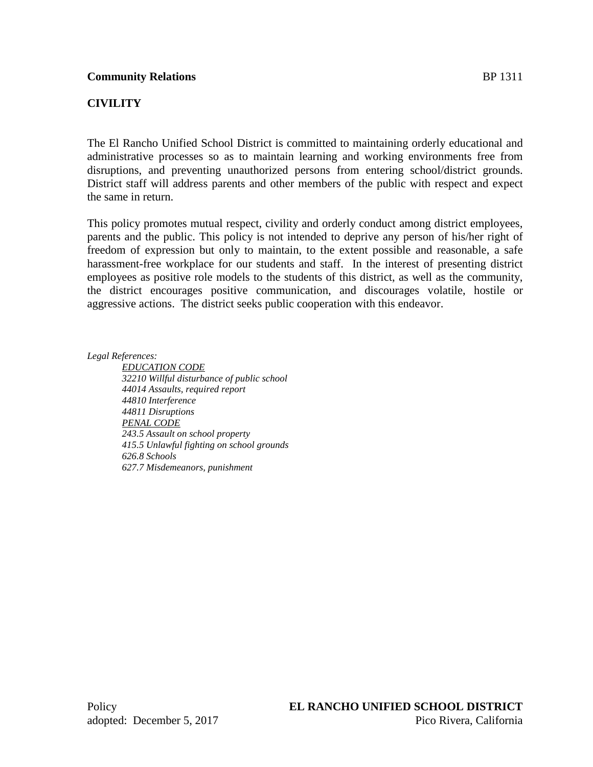**Community Relations** BP 1311

## CIVILITY

The El Rancho Unified School District is committed to maintaining orderly educational and administrative processes so as to maintain learning and working environments free from disruptions, and preventing unauthorized persons from entering school/district grounds. District staff will address parents and other members of the public with respect and expect the same in return.

This policy promotes mutual respect, civility and orderly conduct among district employees, parents and the public. This policy is not intended to deprive any person of his/her right of freedom of expression but only to maintain, to the extent possible and reasonable, a safe harassment-free workplace for our students and staff. In the interest of presenting district employees as positive role models to the students of this district, as well as the community, the district encourages positive communication, and discourages volatile, hostile or aggressive actions. The district seeks public cooperation with this endeavor.

*Legal References:*

*EDUCATION CODE*
*32210 Willful disturbance of public school*
*44014 Assaults, required report*
*44810 Interference*
*44811 Disruptions*
*PENAL CODE*
*243.5 Assault on school property*
*415.5 Unlawful fighting on school grounds*
*626.8 Schools*
*627.7 Misdemeanors, punishment*

Policy
adopted: December 5, 2017

**EL RANCHO UNIFIED SCHOOL DISTRICT**
Pico Rivera, California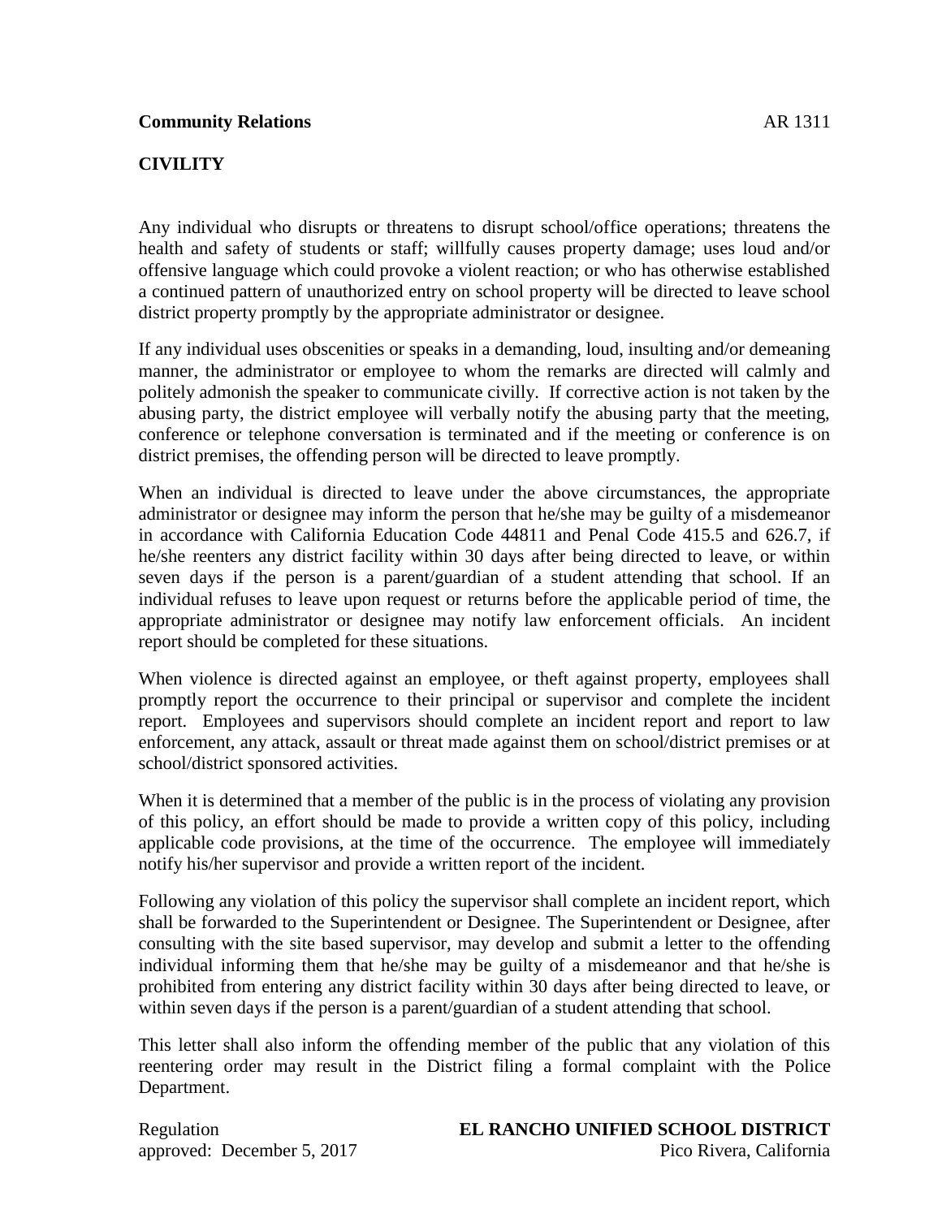**Community Relations** AR 1311

**CIVILITY**

Any individual who disrupts or threatens to disrupt school/office operations; threatens the health and safety of students or staff; willfully causes property damage; uses loud and/or offensive language which could provoke a violent reaction; or who has otherwise established a continued pattern of unauthorized entry on school property will be directed to leave school district property promptly by the appropriate administrator or designee.

If any individual uses obscenities or speaks in a demanding, loud, insulting and/or demeaning manner, the administrator or employee to whom the remarks are directed will calmly and politely admonish the speaker to communicate civilly. If corrective action is not taken by the abusing party, the district employee will verbally notify the abusing party that the meeting, conference or telephone conversation is terminated and if the meeting or conference is on district premises, the offending person will be directed to leave promptly.

When an individual is directed to leave under the above circumstances, the appropriate administrator or designee may inform the person that he/she may be guilty of a misdemeanor in accordance with California Education Code 44811 and Penal Code 415.5 and 626.7, if he/she reenters any district facility within 30 days after being directed to leave, or within seven days if the person is a parent/guardian of a student attending that school. If an individual refuses to leave upon request or returns before the applicable period of time, the appropriate administrator or designee may notify law enforcement officials. An incident report should be completed for these situations.

When violence is directed against an employee, or theft against property, employees shall promptly report the occurrence to their principal or supervisor and complete the incident report. Employees and supervisors should complete an incident report and report to law enforcement, any attack, assault or threat made against them on school/district premises or at school/district sponsored activities.

When it is determined that a member of the public is in the process of violating any provision of this policy, an effort should be made to provide a written copy of this policy, including applicable code provisions, at the time of the occurrence. The employee will immediately notify his/her supervisor and provide a written report of the incident.

Following any violation of this policy the supervisor shall complete an incident report, which shall be forwarded to the Superintendent or Designee. The Superintendent or Designee, after consulting with the site based supervisor, may develop and submit a letter to the offending individual informing them that he/she may be guilty of a misdemeanor and that he/she is prohibited from entering any district facility within 30 days after being directed to leave, or within seven days if the person is a parent/guardian of a student attending that school.

This letter shall also inform the offending member of the public that any violation of this reentering order may result in the District filing a formal complaint with the Police Department.

Regulation **EL RANCHO UNIFIED SCHOOL DISTRICT**
approved: December 5, 2017 Pico Rivera, California